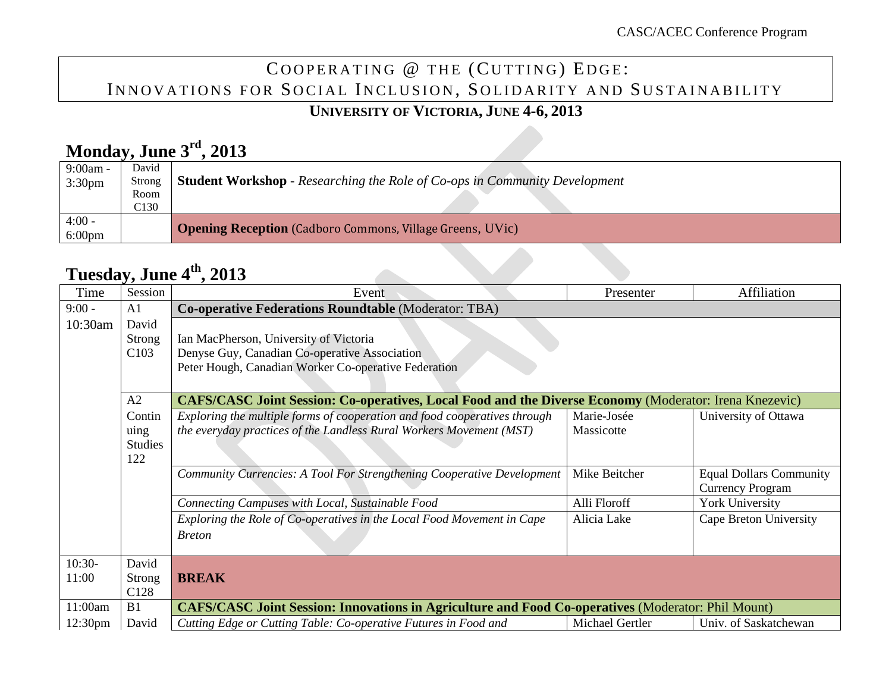# Cooperating @ the (Cutting) Edge: Innovations for Social Inclusion, Solidarity and Sustainability

**University of Victoria, June 4-6, 2013**

## Monday, June 3rd, 2013

| Time | Location | Event |
|---|---|---|
| 9:00am - 3:30pm | David Strong Room C130 | **Student Workshop** - *Researching the Role of Co-ops in Community Development* |
| 4:00 - 6:00pm | | **Opening Reception** (Cadboro Commons, Village Greens, UVic) |

## Tuesday, June 4th, 2013

| Time | Session | Event | Presenter | Affiliation |
|---|---|---|---|---|
| 9:00 - 10:30am | A1 David Strong C103 | **Co-operative Federations Roundtable** (Moderator: TBA) | | |
| | | Ian MacPherson, University of Victoria<br>Denyse Guy, Canadian Co-operative Association<br>Peter Hough, Canadian Worker Co-operative Federation | | |
| | A2 Continuing Studies 122 | **CAFS/CASC Joint Session: Co-operatives, Local Food and the Diverse Economy** (Moderator: Irena Knezevic) | | |
| | | *Exploring the multiple forms of cooperation and food cooperatives through the everyday practices of the Landless Rural Workers Movement (MST)* | Marie-Josée Massicotte | University of Ottawa |
| | | *Community Currencies: A Tool For Strengthening Cooperative Development* | Mike Beitcher | Equal Dollars Community Currency Program |
| | | *Connecting Campuses with Local, Sustainable Food* | Alli Floroff | York University |
| | | *Exploring the Role of Co-operatives in the Local Food Movement in Cape Breton* | Alicia Lake | Cape Breton University |
| 10:30-11:00 | David Strong C128 | **BREAK** | | |
| 11:00am 12:30pm | B1 David | **CAFS/CASC Joint Session: Innovations in Agriculture and Food Co-operatives** (Moderator: Phil Mount) | | |
| | | *Cutting Edge or Cutting Table: Co-operative Futures in Food and* | Michael Gertler | Univ. of Saskatchewan |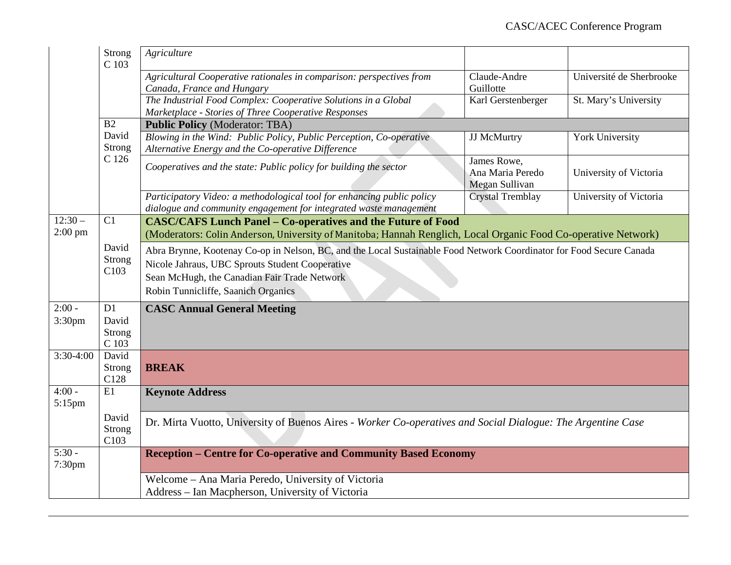| Time | Session/Room | Title | Presenter | Affiliation |
|---|---|---|---|---|
| | Strong C 103 | *Agriculture* | | |
| | | *Agricultural Cooperative rationales in comparison: perspectives from Canada, France and Hungary* | Claude-Andre Guillotte | Université de Sherbrooke |
| | | *The Industrial Food Complex: Cooperative Solutions in a Global Marketplace - Stories of Three Cooperative Responses* | Karl Gerstenberger | St. Mary's University |
| | B2 David Strong C 126 | **Public Policy** (Moderator: TBA) | | |
| | | *Blowing in the Wind: Public Policy, Public Perception, Co-operative Alternative Energy and the Co-operative Difference* | JJ McMurtry | York University |
| | | *Cooperatives and the state: Public policy for building the sector* | James Rowe, Ana Maria Peredo, Megan Sullivan | University of Victoria |
| | | *Participatory Video: a methodological tool for enhancing public policy dialogue and community engagement for integrated waste management* | Crystal Tremblay | University of Victoria |
| 12:30 – 2:00 pm | C1 David Strong C103 | **CASC/CAFS Lunch Panel – Co-operatives and the Future of Food** (Moderators: Colin Anderson, University of Manitoba; Hannah Renglich, Local Organic Food Co-operative Network) | | |
| | | Abra Brynne, Kootenay Co-op in Nelson, BC, and the Local Sustainable Food Network Coordinator for Food Secure Canada<br>Nicole Jahraus, UBC Sprouts Student Cooperative<br>Sean McHugh, the Canadian Fair Trade Network<br>Robin Tunnicliffe, Saanich Organics | | |
| 2:00 - 3:30pm | D1 David Strong C 103 | **CASC Annual General Meeting** | | |
| 3:30-4:00 | David Strong C128 | **BREAK** | | |
| 4:00 - 5:15pm | E1 David Strong C103 | **Keynote Address** | | |
| | | Dr. Mirta Vuotto, University of Buenos Aires - *Worker Co-operatives and Social Dialogue: The Argentine Case* | | |
| 5:30 - 7:30pm | | **Reception – Centre for Co-operative and Community Based Economy** | | |
| | | Welcome – Ana Maria Peredo, University of Victoria<br>Address – Ian Macpherson, University of Victoria | | |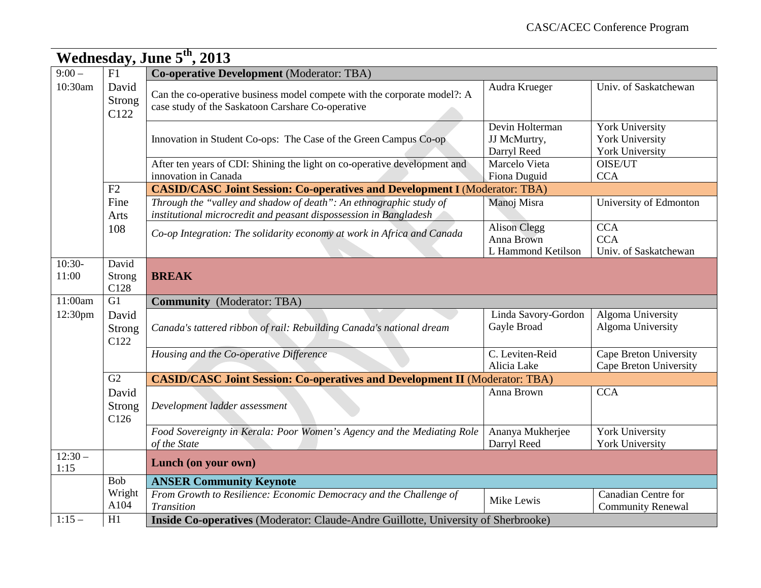# Wednesday, June 5th, 2013

| Time | Session / Room | Title | Presenter(s) | Affiliation(s) |
|---|---|---|---|---|
| 9:00 – 10:30am | F1 David Strong C122 | **Co-operative Development** (Moderator: TBA) | | |
| | | Can the co-operative business model compete with the corporate model?: A case study of the Saskatoon Carshare Co-operative | Audra Krueger | Univ. of Saskatchewan |
| | | Innovation in Student Co-ops: The Case of the Green Campus Co-op | Devin Holterman<br>JJ McMurtry,<br>Darryl Reed | York University<br>York University<br>York University |
| | | After ten years of CDI: Shining the light on co-operative development and innovation in Canada | Marcelo Vieta<br>Fiona Duguid | OISE/UT<br>CCA |
| | F2 Fine Arts 108 | **CASID/CASC Joint Session: Co-operatives and Development I** (Moderator: TBA) | | |
| | | *Through the "valley and shadow of death": An ethnographic study of institutional microcredit and peasant dispossession in Bangladesh* | Manoj Misra | University of Edmonton |
| | | *Co-op Integration: The solidarity economy at work in Africa and Canada* | Alison Clegg<br>Anna Brown<br>L Hammond Ketilson | CCA<br>CCA<br>Univ. of Saskatchewan |
| 10:30-11:00 | David Strong C128 | **BREAK** | | |
| 11:00am 12:30pm | G1 David Strong C122 | **Community** (Moderator: TBA) | | |
| | | *Canada's tattered ribbon of rail: Rebuilding Canada's national dream* | Linda Savory-Gordon<br>Gayle Broad | Algoma University<br>Algoma University |
| | | *Housing and the Co-operative Difference* | C. Leviten-Reid<br>Alicia Lake | Cape Breton University<br>Cape Breton University |
| | G2 David Strong C126 | **CASID/CASC Joint Session: Co-operatives and Development II** (Moderator: TBA) | | |
| | | *Development ladder assessment* | Anna Brown | CCA |
| | | *Food Sovereignty in Kerala: Poor Women's Agency and the Mediating Role of the State* | Ananya Mukherjee<br>Darryl Reed | York University<br>York University |
| 12:30 – 1:15 | | **Lunch (on your own)** | | |
| | Bob Wright A104 | **ANSER Community Keynote** | | |
| | | *From Growth to Resilience: Economic Democracy and the Challenge of Transition* | Mike Lewis | Canadian Centre for Community Renewal |
| 1:15 – | H1 | **Inside Co-operatives** (Moderator: Claude-Andre Guillotte, University of Sherbrooke) | | |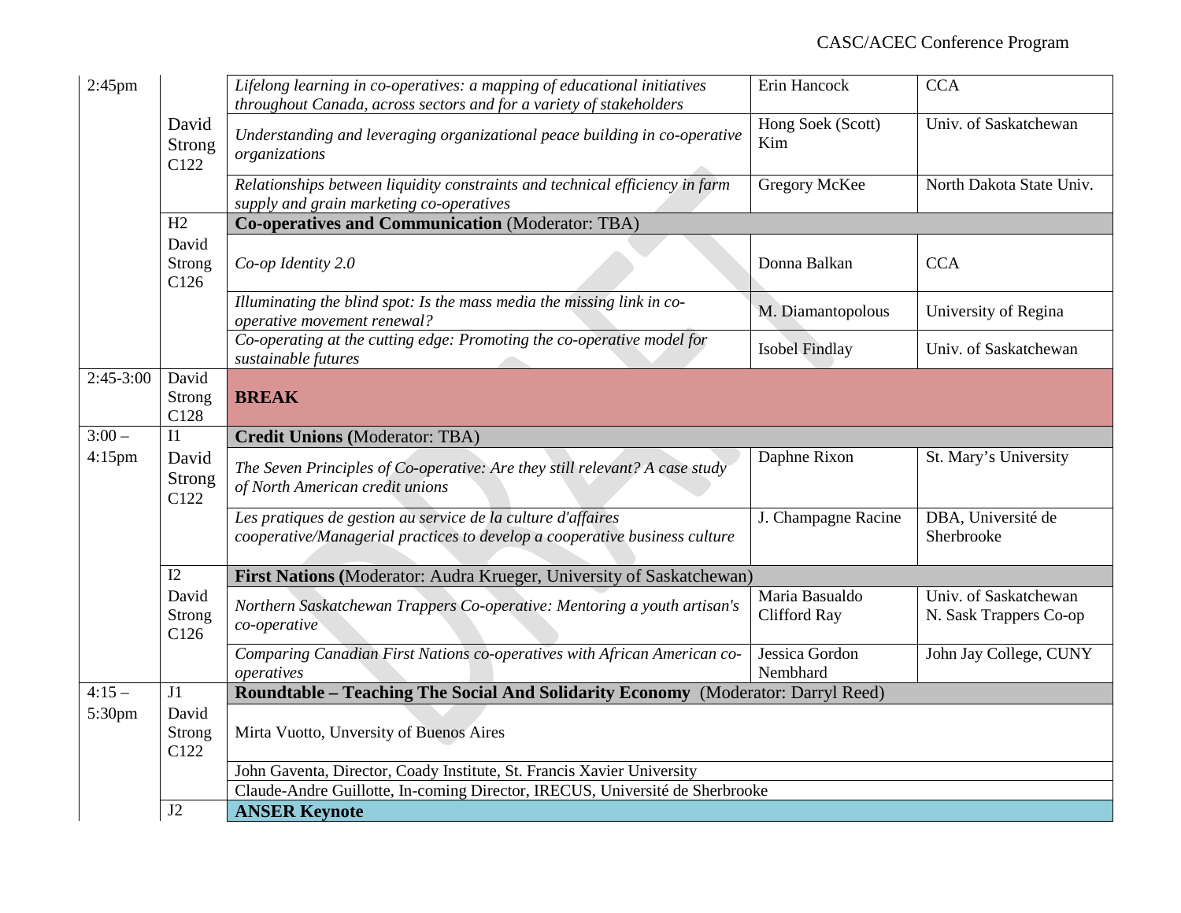| Time | Room | Session / Title | Presenter | Affiliation |
|---|---|---|---|---|
| 2:45pm | David Strong C122 | *Lifelong learning in co-operatives: a mapping of educational initiatives throughout Canada, across sectors and for a variety of stakeholders* | Erin Hancock | CCA |
| | | *Understanding and leveraging organizational peace building in co-operative organizations* | Hong Soek (Scott) Kim | Univ. of Saskatchewan |
| | | *Relationships between liquidity constraints and technical efficiency in farm supply and grain marketing co-operatives* | Gregory McKee | North Dakota State Univ. |
| | H2 David Strong C126 | **Co-operatives and Communication** (Moderator: TBA) | | |
| | | *Co-op Identity 2.0* | Donna Balkan | CCA |
| | | *Illuminating the blind spot: Is the mass media the missing link in co-operative movement renewal?* | M. Diamantopolous | University of Regina |
| | | *Co-operating at the cutting edge: Promoting the co-operative model for sustainable futures* | Isobel Findlay | Univ. of Saskatchewan |
| 2:45-3:00 | David Strong C128 | **BREAK** | | |
| 3:00 – 4:15pm | I1 David Strong C122 | **Credit Unions (**Moderator: TBA) | | |
| | | *The Seven Principles of Co-operative: Are they still relevant? A case study of North American credit unions* | Daphne Rixon | St. Mary's University |
| | | *Les pratiques de gestion au service de la culture d'affaires cooperative/Managerial practices to develop a cooperative business culture* | J. Champagne Racine | DBA, Université de Sherbrooke |
| | I2 David Strong C126 | **First Nations (**Moderator: Audra Krueger, University of Saskatchewan) | | |
| | | *Northern Saskatchewan Trappers Co-operative: Mentoring a youth artisan's co-operative* | Maria Basualdo<br>Clifford Ray | Univ. of Saskatchewan<br>N. Sask Trappers Co-op |
| | | *Comparing Canadian First Nations co-operatives with African American co-operatives* | Jessica Gordon Nembhard | John Jay College, CUNY |
| 4:15 – 5:30pm | J1 David Strong C122 | **Roundtable – Teaching The Social And Solidarity Economy** (Moderator: Darryl Reed) | | |
| | | Mirta Vuotto, Unversity of Buenos Aires | | |
| | | John Gaventa, Director, Coady Institute, St. Francis Xavier University | | |
| | | Claude-Andre Guillotte, In-coming Director, IRECUS, Université de Sherbrooke | | |
| | J2 | **ANSER Keynote** | | |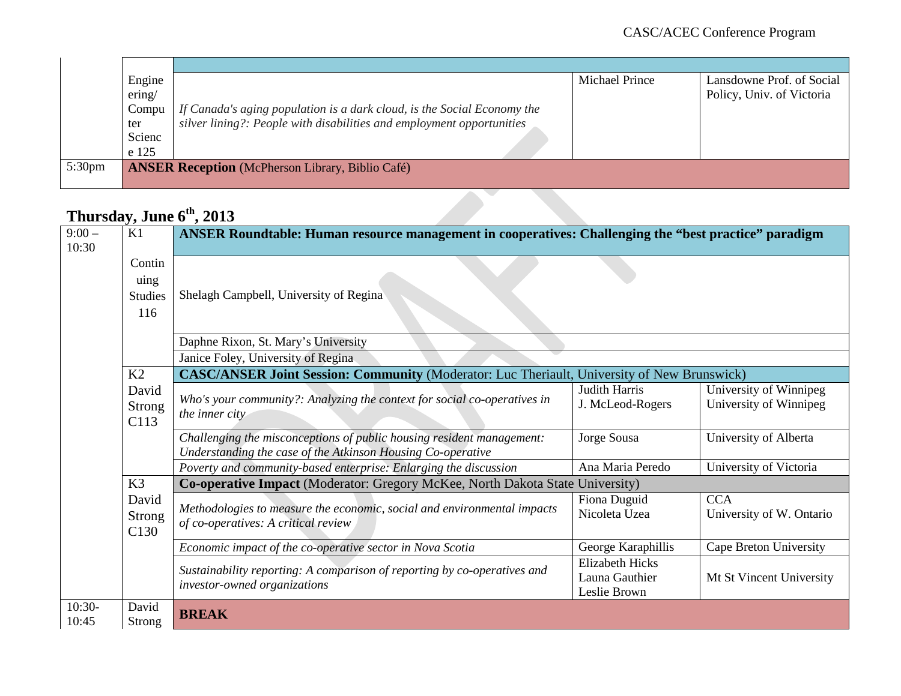| | | | | |
|---|---|---|---|---|
| | Engineering/ Computer Science 125 | *If Canada's aging population is a dark cloud, is the Social Economy the silver lining?: People with disabilities and employment opportunities* | Michael Prince | Lansdowne Prof. of Social Policy, Univ. of Victoria |
| 5:30pm | **ANSER Reception** (McPherson Library, Biblio Café) | | | |

## Thursday, June 6th, 2013

| | | | | |
|---|---|---|---|---|
| 9:00 – 10:30 | K1 Continuing Studies 116 | **ANSER Roundtable: Human resource management in cooperatives: Challenging the "best practice" paradigm** | | |
| | | Shelagh Campbell, University of Regina | | |
| | | Daphne Rixon, St. Mary's University | | |
| | | Janice Foley, University of Regina | | |
| | K2 David Strong C113 | **CASC/ANSER Joint Session: Community** (Moderator: Luc Theriault, University of New Brunswick) | | |
| | | *Who's your community?: Analyzing the context for social co-operatives in the inner city* | Judith Harris<br>J. McLeod-Rogers | University of Winnipeg<br>University of Winnipeg |
| | | *Challenging the misconceptions of public housing resident management: Understanding the case of the Atkinson Housing Co-operative* | Jorge Sousa | University of Alberta |
| | | *Poverty and community-based enterprise: Enlarging the discussion* | Ana Maria Peredo | University of Victoria |
| | K3 David Strong C130 | **Co-operative Impact** (Moderator: Gregory McKee, North Dakota State University) | | |
| | | *Methodologies to measure the economic, social and environmental impacts of co-operatives: A critical review* | Fiona Duguid<br>Nicoleta Uzea | CCA<br>University of W. Ontario |
| | | *Economic impact of the co-operative sector in Nova Scotia* | George Karaphillis | Cape Breton University |
| | | *Sustainability reporting: A comparison of reporting by co-operatives and investor-owned organizations* | Elizabeth Hicks<br>Launa Gauthier<br>Leslie Brown | Mt St Vincent University |
| 10:30-10:45 | David Strong | **BREAK** | | |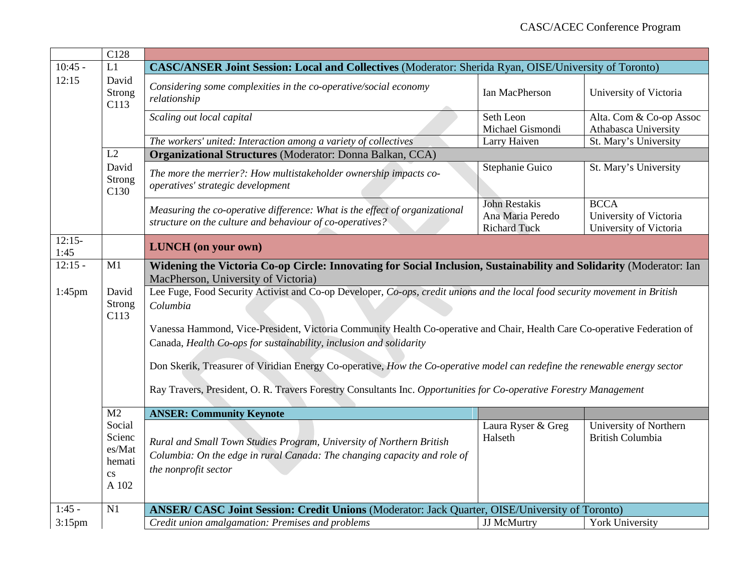| Time | Session / Room | Title | Presenter(s) | Affiliation |
| --- | --- | --- | --- | --- |
| | C128 | | | |
| 10:45 - 12:15 | L1 David Strong C113 | **CASC/ANSER Joint Session: Local and Collectives** (Moderator: Sherida Ryan, OISE/University of Toronto) | | |
| | | *Considering some complexities in the co-operative/social economy relationship* | Ian MacPherson | University of Victoria |
| | | *Scaling out local capital* | Seth Leon<br>Michael Gismondi | Alta. Com & Co-op Assoc<br>Athabasca University |
| | | *The workers' united: Interaction among a variety of collectives* | Larry Haiven | St. Mary's University |
| | L2 David Strong C130 | **Organizational Structures** (Moderator: Donna Balkan, CCA) | | |
| | | *The more the merrier?: How multistakeholder ownership impacts co-operatives' strategic development* | Stephanie Guico | St. Mary's University |
| | | *Measuring the co-operative difference: What is the effect of organizational structure on the culture and behaviour of co-operatives?* | John Restakis<br>Ana Maria Peredo<br>Richard Tuck | BCCA<br>University of Victoria<br>University of Victoria |
| 12:15-1:45 | | **LUNCH (on your own)** | | |
| 12:15 - 1:45pm | M1 David Strong C113 | **Widening the Victoria Co-op Circle: Innovating for Social Inclusion, Sustainability and Solidarity** (Moderator: Ian MacPherson, University of Victoria) | | |
| | | Lee Fuge, Food Security Activist and Co-op Developer, *Co-ops, credit unions and the local food security movement in British Columbia*<br><br>Vanessa Hammond, Vice-President, Victoria Community Health Co-operative and Chair, Health Care Co-operative Federation of Canada, *Health Co-ops for sustainability, inclusion and solidarity*<br><br>Don Skerik, Treasurer of Viridian Energy Co-operative, *How the Co-operative model can redefine the renewable energy sector*<br><br>Ray Travers, President, O. R. Travers Forestry Consultants Inc. *Opportunities for Co-operative Forestry Management* | | |
| | M2 Social Sciences/Mathematics A 102 | **ANSER: Community Keynote** | | |
| | | *Rural and Small Town Studies Program, University of Northern British Columbia: On the edge in rural Canada: The changing capacity and role of the nonprofit sector* | Laura Ryser & Greg Halseth | University of Northern British Columbia |
| 1:45 - 3:15pm | N1 | **ANSER/ CASC Joint Session: Credit Unions** (Moderator: Jack Quarter, OISE/University of Toronto) | | |
| | | *Credit union amalgamation: Premises and problems* | JJ McMurtry | York University |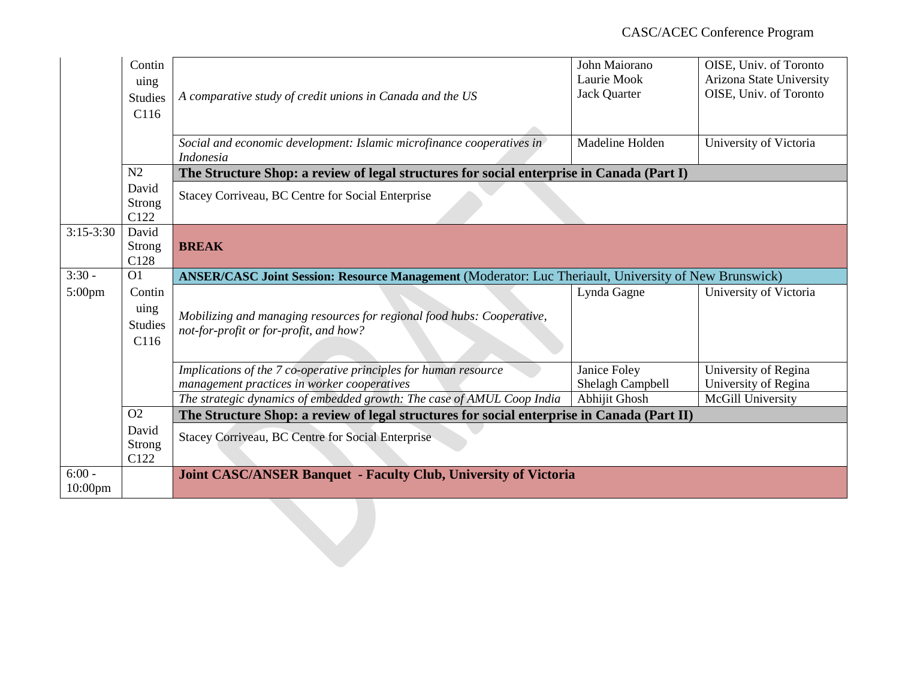| | | | | |
|---|---|---|---|---|
| | Continuing Studies C116 | *A comparative study of credit unions in Canada and the US* | John Maiorano<br>Laurie Mook<br>Jack Quarter | OISE, Univ. of Toronto<br>Arizona State University<br>OISE, Univ. of Toronto |
| | | *Social and economic development: Islamic microfinance cooperatives in Indonesia* | Madeline Holden | University of Victoria |
| | N2 | **The Structure Shop: a review of legal structures for social enterprise in Canada (Part I)** | | |
| | David Strong C122 | Stacey Corriveau, BC Centre for Social Enterprise | | |
| 3:15-3:30 | David Strong C128 | **BREAK** | | |
| 3:30 - 5:00pm | O1 | **ANSER/CASC Joint Session: Resource Management** (Moderator: Luc Theriault, University of New Brunswick) | | |
| | Continuing Studies C116 | *Mobilizing and managing resources for regional food hubs: Cooperative, not-for-profit or for-profit, and how?* | Lynda Gagne | University of Victoria |
| | | *Implications of the 7 co-operative principles for human resource management practices in worker cooperatives* | Janice Foley<br>Shelagh Campbell | University of Regina<br>University of Regina |
| | | *The strategic dynamics of embedded growth: The case of AMUL Coop India* | Abhijit Ghosh | McGill University |
| | O2 | **The Structure Shop: a review of legal structures for social enterprise in Canada (Part II)** | | |
| | David Strong C122 | Stacey Corriveau, BC Centre for Social Enterprise | | |
| 6:00 - 10:00pm | | **Joint CASC/ANSER Banquet - Faculty Club, University of Victoria** | | |